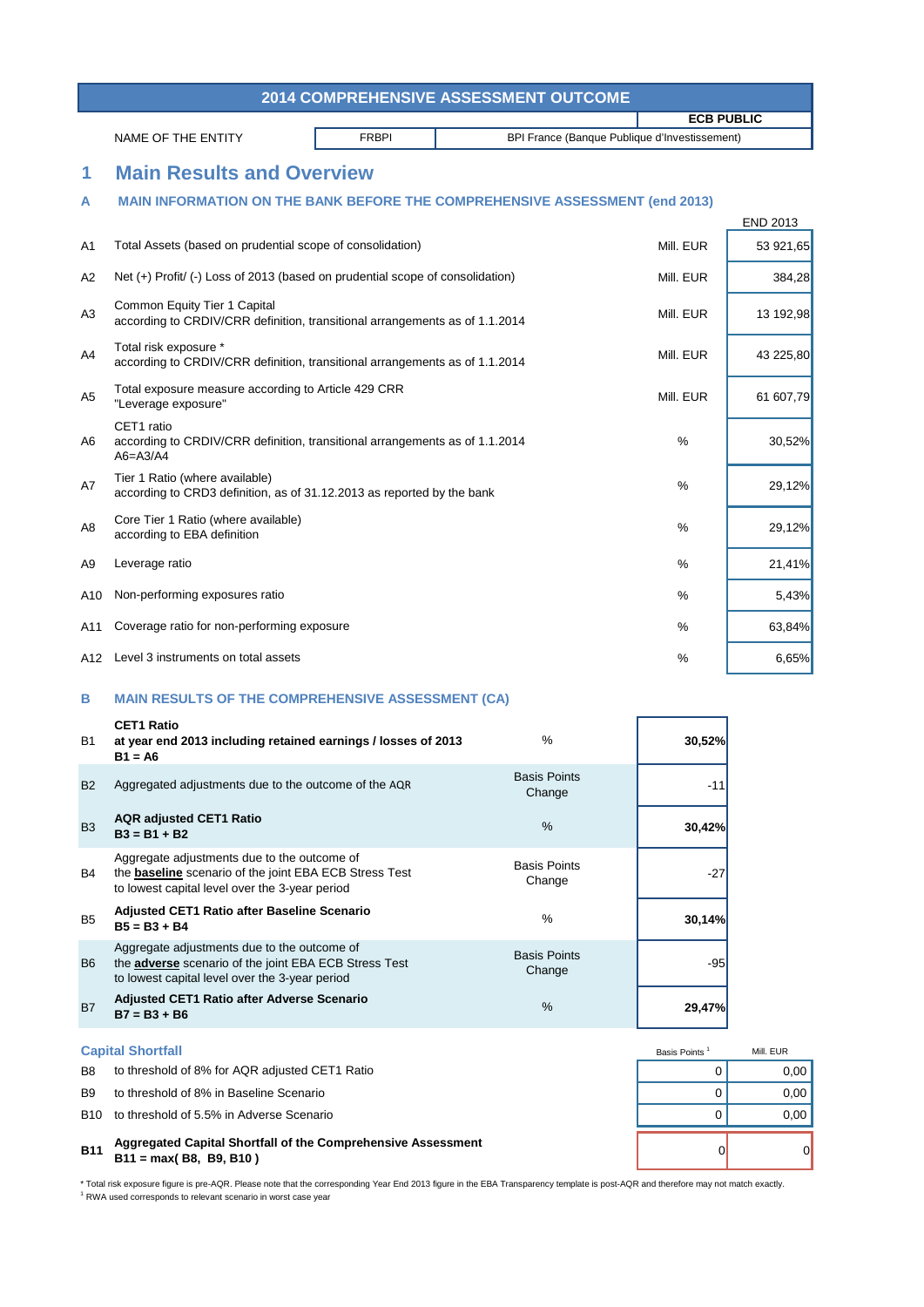# 2014 COMPREHENSIVE ASSESSMENT OUTCOME

**ECB PUBLIC**

| NAME OF THE ENTITY | FRBPI | BPI France (Banque Publique d'Investissement) |
|---|---|---|

## 1 Main Results and Overview

### A MAIN INFORMATION ON THE BANK BEFORE THE COMPREHENSIVE ASSESSMENT (end 2013)

| | | | END 2013 |
|---|---|---|---|
| A1 | Total Assets (based on prudential scope of consolidation) | Mill. EUR | 53 921,65 |
| A2 | Net (+) Profit/ (-) Loss of 2013 (based on prudential scope of consolidation) | Mill. EUR | 384,28 |
| A3 | Common Equity Tier 1 Capital according to CRDIV/CRR definition, transitional arrangements as of 1.1.2014 | Mill. EUR | 13 192,98 |
| A4 | Total risk exposure * according to CRDIV/CRR definition, transitional arrangements as of 1.1.2014 | Mill. EUR | 43 225,80 |
| A5 | Total exposure measure according to Article 429 CRR "Leverage exposure" | Mill. EUR | 61 607,79 |
| A6 | CET1 ratio according to CRDIV/CRR definition, transitional arrangements as of 1.1.2014 A6=A3/A4 | % | 30,52% |
| A7 | Tier 1 Ratio (where available) according to CRD3 definition, as of 31.12.2013 as reported by the bank | % | 29,12% |
| A8 | Core Tier 1 Ratio (where available) according to EBA definition | % | 29,12% |
| A9 | Leverage ratio | % | 21,41% |
| A10 | Non-performing exposures ratio | % | 5,43% |
| A11 | Coverage ratio for non-performing exposure | % | 63,84% |
| A12 | Level 3 instruments on total assets | % | 6,65% |

### B MAIN RESULTS OF THE COMPREHENSIVE ASSESSMENT (CA)

| | | | |
|---|---|---|---|
| B1 | **CET1 Ratio at year end 2013 including retained earnings / losses of 2013 B1 = A6** | % | **30,52%** |
| B2 | Aggregated adjustments due to the outcome of the AQR | Basis Points Change | -11 |
| B3 | **AQR adjusted CET1 Ratio B3 = B1 + B2** | % | **30,42%** |
| B4 | Aggregate adjustments due to the outcome of the **baseline** scenario of the joint EBA ECB Stress Test to lowest capital level over the 3-year period | Basis Points Change | -27 |
| B5 | **Adjusted CET1 Ratio after Baseline Scenario B5 = B3 + B4** | % | **30,14%** |
| B6 | Aggregate adjustments due to the outcome of the **adverse** scenario of the joint EBA ECB Stress Test to lowest capital level over the 3-year period | Basis Points Change | -95 |
| B7 | **Adjusted CET1 Ratio after Adverse Scenario B7 = B3 + B6** | % | **29,47%** |

**Capital Shortfall**

| | | Basis Points [1] | Mill. EUR |
|---|---|---|---|
| B8 | to threshold of 8% for AQR adjusted CET1 Ratio | 0 | 0,00 |
| B9 | to threshold of 8% in Baseline Scenario | 0 | 0,00 |
| B10 | to threshold of 5.5% in Adverse Scenario | 0 | 0,00 |
| **B11** | **Aggregated Capital Shortfall of the Comprehensive Assessment B11 = max( B8, B9, B10 )** | 0 | 0 |

* Total risk exposure figure is pre-AQR. Please note that the corresponding Year End 2013 figure in the EBA Transparency template is post-AQR and therefore may not match exactly.

[1] RWA used corresponds to relevant scenario in worst case year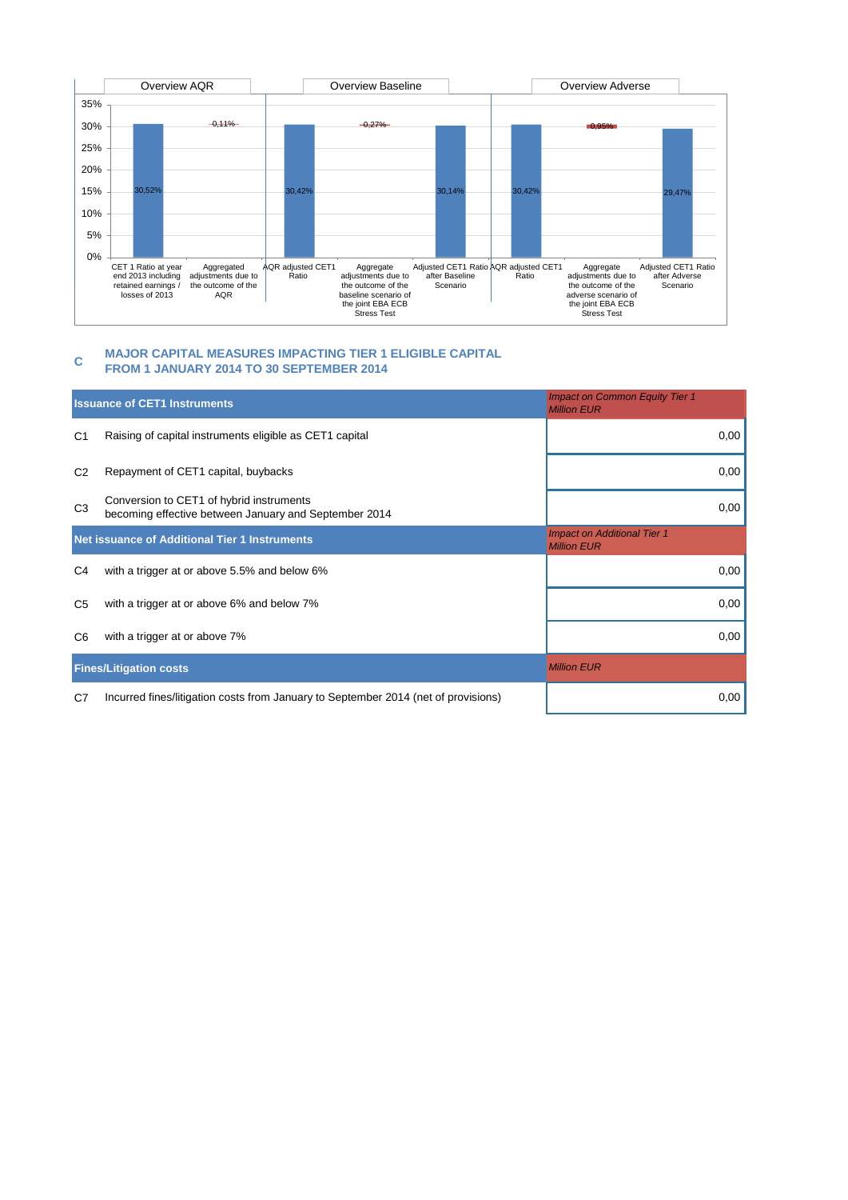Overview AQR

Overview Baseline

Overview Adverse

35%
30%
25%
20%
15%
10%
5%
0%

30,52%
-0,11%
30,42%
-0,27%
30,14%
30,42%
-0,95%
29,47%

CET 1 Ratio at year end 2013 including retained earnings / losses of 2013

Aggregated adjustments due to the outcome of the AQR

AQR adjusted CET1 Ratio

Aggregate adjustments due to the outcome of the baseline scenario of the joint EBA ECB Stress Test

Adjusted CET1 Ratio after Baseline Scenario

AQR adjusted CET1 Ratio

Aggregate adjustments due to the outcome of the adverse scenario of the joint EBA ECB Stress Test

Adjusted CET1 Ratio after Adverse Scenario

## C MAJOR CAPITAL MEASURES IMPACTING TIER 1 ELIGIBLE CAPITAL FROM 1 JANUARY 2014 TO 30 SEPTEMBER 2014

| | **Issuance of CET1 Instruments** | *Impact on Common Equity Tier 1 Million EUR* |
|---|---|---|
| C1 | Raising of capital instruments eligible as CET1 capital | 0,00 |
| C2 | Repayment of CET1 capital, buybacks | 0,00 |
| C3 | Conversion to CET1 of hybrid instruments becoming effective between January and September 2014 | 0,00 |
| | **Net issuance of Additional Tier 1 Instruments** | *Impact on Additional Tier 1 Million EUR* |
| C4 | with a trigger at or above 5.5% and below 6% | 0,00 |
| C5 | with a trigger at or above 6% and below 7% | 0,00 |
| C6 | with a trigger at or above 7% | 0,00 |
| | **Fines/Litigation costs** | *Million EUR* |
| C7 | Incurred fines/litigation costs from January to September 2014 (net of provisions) | 0,00 |